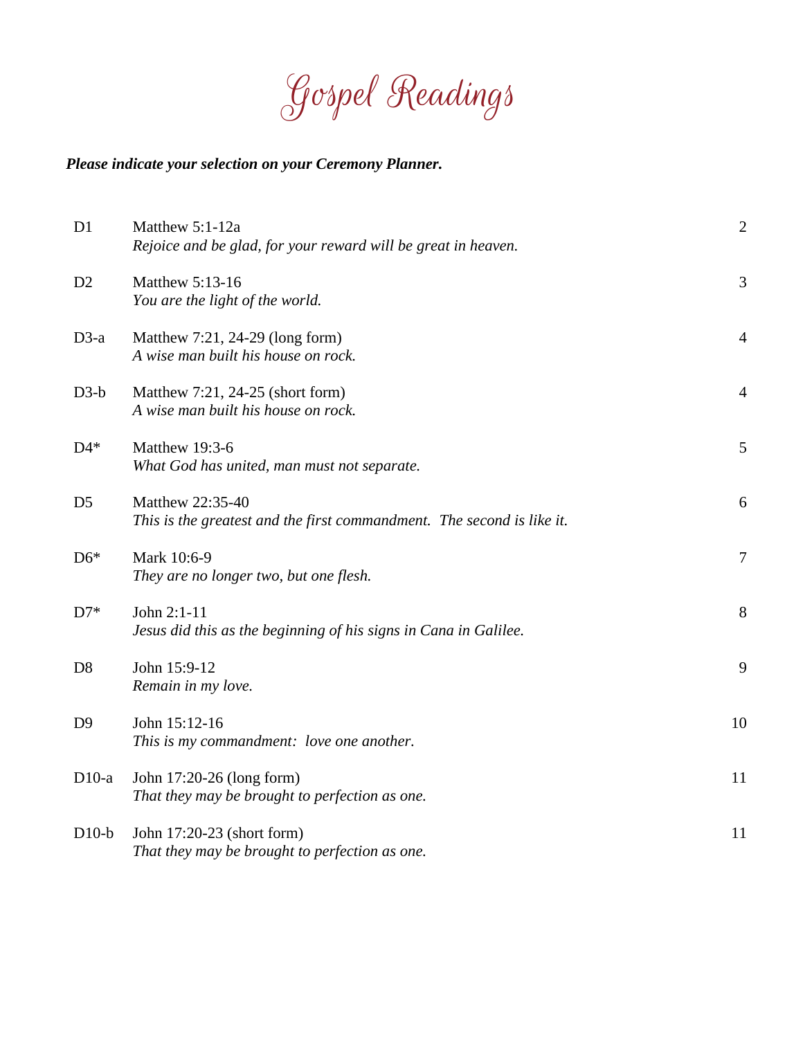# Gospel Readings

***Please indicate your selection on your Ceremony Planner.***

| | | |
|---|---|---|
| D1 | Matthew 5:1-12a<br>*Rejoice and be glad, for your reward will be great in heaven.* | 2 |
| D2 | Matthew 5:13-16<br>*You are the light of the world.* | 3 |
| D3-a | Matthew 7:21, 24-29 (long form)<br>*A wise man built his house on rock.* | 4 |
| D3-b | Matthew 7:21, 24-25 (short form)<br>*A wise man built his house on rock.* | 4 |
| D4* | Matthew 19:3-6<br>*What God has united, man must not separate.* | 5 |
| D5 | Matthew 22:35-40<br>*This is the greatest and the first commandment. The second is like it.* | 6 |
| D6* | Mark 10:6-9<br>*They are no longer two, but one flesh.* | 7 |
| D7* | John 2:1-11<br>*Jesus did this as the beginning of his signs in Cana in Galilee.* | 8 |
| D8 | John 15:9-12<br>*Remain in my love.* | 9 |
| D9 | John 15:12-16<br>*This is my commandment: love one another.* | 10 |
| D10-a | John 17:20-26 (long form)<br>*That they may be brought to perfection as one.* | 11 |
| D10-b | John 17:20-23 (short form)<br>*That they may be brought to perfection as one.* | 11 |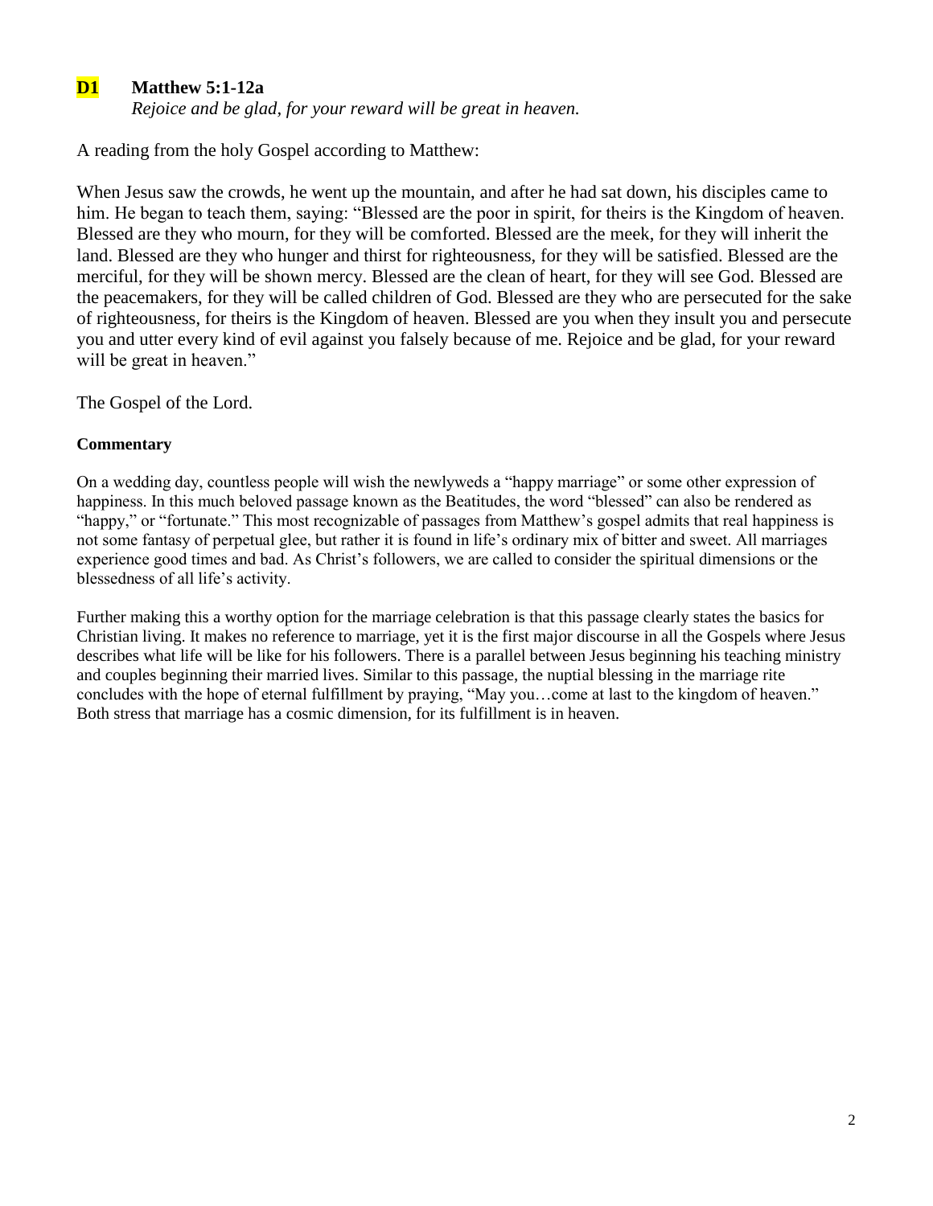## **D1** Matthew 5:1-12a

*Rejoice and be glad, for your reward will be great in heaven.*

A reading from the holy Gospel according to Matthew:

When Jesus saw the crowds, he went up the mountain, and after he had sat down, his disciples came to him. He began to teach them, saying: "Blessed are the poor in spirit, for theirs is the Kingdom of heaven. Blessed are they who mourn, for they will be comforted. Blessed are the meek, for they will inherit the land. Blessed are they who hunger and thirst for righteousness, for they will be satisfied. Blessed are the merciful, for they will be shown mercy. Blessed are the clean of heart, for they will see God. Blessed are the peacemakers, for they will be called children of God. Blessed are they who are persecuted for the sake of righteousness, for theirs is the Kingdom of heaven. Blessed are you when they insult you and persecute you and utter every kind of evil against you falsely because of me. Rejoice and be glad, for your reward will be great in heaven."

The Gospel of the Lord.

### Commentary

On a wedding day, countless people will wish the newlyweds a "happy marriage" or some other expression of happiness. In this much beloved passage known as the Beatitudes, the word "blessed" can also be rendered as "happy," or "fortunate." This most recognizable of passages from Matthew's gospel admits that real happiness is not some fantasy of perpetual glee, but rather it is found in life's ordinary mix of bitter and sweet. All marriages experience good times and bad. As Christ's followers, we are called to consider the spiritual dimensions or the blessedness of all life's activity.

Further making this a worthy option for the marriage celebration is that this passage clearly states the basics for Christian living. It makes no reference to marriage, yet it is the first major discourse in all the Gospels where Jesus describes what life will be like for his followers. There is a parallel between Jesus beginning his teaching ministry and couples beginning their married lives. Similar to this passage, the nuptial blessing in the marriage rite concludes with the hope of eternal fulfillment by praying, "May you…come at last to the kingdom of heaven." Both stress that marriage has a cosmic dimension, for its fulfillment is in heaven.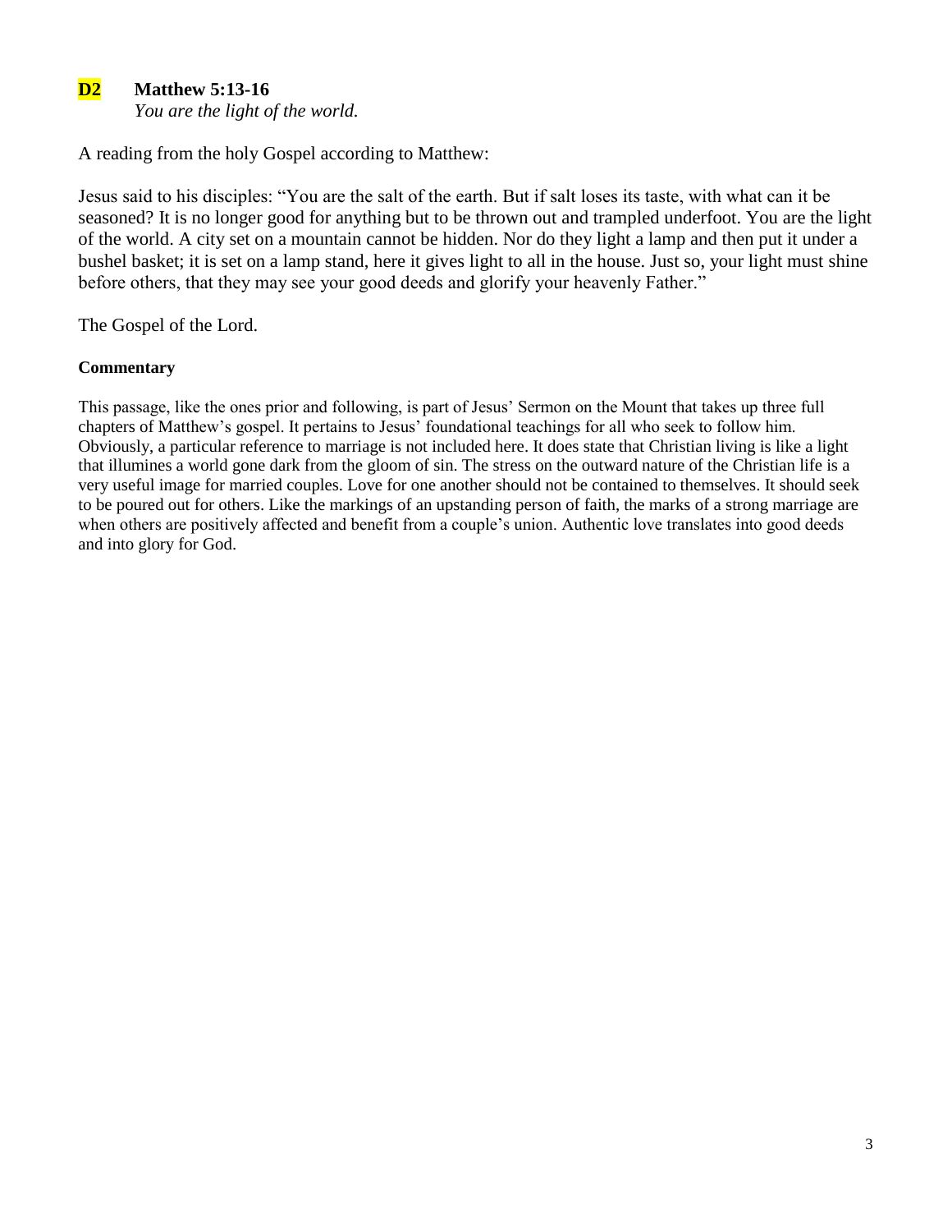## D2 Matthew 5:13-16

*You are the light of the world.*

A reading from the holy Gospel according to Matthew:

Jesus said to his disciples: "You are the salt of the earth. But if salt loses its taste, with what can it be seasoned? It is no longer good for anything but to be thrown out and trampled underfoot. You are the light of the world. A city set on a mountain cannot be hidden. Nor do they light a lamp and then put it under a bushel basket; it is set on a lamp stand, here it gives light to all in the house. Just so, your light must shine before others, that they may see your good deeds and glorify your heavenly Father."

The Gospel of the Lord.

**Commentary**

This passage, like the ones prior and following, is part of Jesus' Sermon on the Mount that takes up three full chapters of Matthew's gospel. It pertains to Jesus' foundational teachings for all who seek to follow him. Obviously, a particular reference to marriage is not included here. It does state that Christian living is like a light that illumines a world gone dark from the gloom of sin. The stress on the outward nature of the Christian life is a very useful image for married couples. Love for one another should not be contained to themselves. It should seek to be poured out for others. Like the markings of an upstanding person of faith, the marks of a strong marriage are when others are positively affected and benefit from a couple's union. Authentic love translates into good deeds and into glory for God.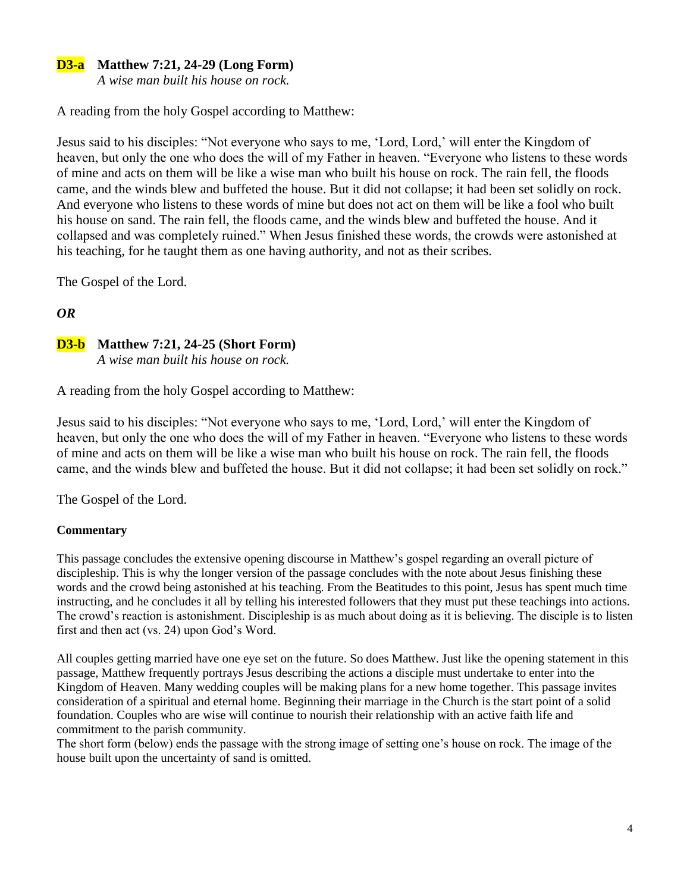### D3-a Matthew 7:21, 24-29 (Long Form)

*A wise man built his house on rock.*

A reading from the holy Gospel according to Matthew:

Jesus said to his disciples: "Not everyone who says to me, 'Lord, Lord,' will enter the Kingdom of heaven, but only the one who does the will of my Father in heaven. "Everyone who listens to these words of mine and acts on them will be like a wise man who built his house on rock. The rain fell, the floods came, and the winds blew and buffeted the house. But it did not collapse; it had been set solidly on rock. And everyone who listens to these words of mine but does not act on them will be like a fool who built his house on sand. The rain fell, the floods came, and the winds blew and buffeted the house. And it collapsed and was completely ruined." When Jesus finished these words, the crowds were astonished at his teaching, for he taught them as one having authority, and not as their scribes.

The Gospel of the Lord.

***OR***

### D3-b Matthew 7:21, 24-25 (Short Form)

*A wise man built his house on rock.*

A reading from the holy Gospel according to Matthew:

Jesus said to his disciples: "Not everyone who says to me, 'Lord, Lord,' will enter the Kingdom of heaven, but only the one who does the will of my Father in heaven. "Everyone who listens to these words of mine and acts on them will be like a wise man who built his house on rock. The rain fell, the floods came, and the winds blew and buffeted the house. But it did not collapse; it had been set solidly on rock."

The Gospel of the Lord.

**Commentary**

This passage concludes the extensive opening discourse in Matthew's gospel regarding an overall picture of discipleship. This is why the longer version of the passage concludes with the note about Jesus finishing these words and the crowd being astonished at his teaching. From the Beatitudes to this point, Jesus has spent much time instructing, and he concludes it all by telling his interested followers that they must put these teachings into actions. The crowd's reaction is astonishment. Discipleship is as much about doing as it is believing. The disciple is to listen first and then act (vs. 24) upon God's Word.

All couples getting married have one eye set on the future. So does Matthew. Just like the opening statement in this passage, Matthew frequently portrays Jesus describing the actions a disciple must undertake to enter into the Kingdom of Heaven. Many wedding couples will be making plans for a new home together. This passage invites consideration of a spiritual and eternal home. Beginning their marriage in the Church is the start point of a solid foundation. Couples who are wise will continue to nourish their relationship with an active faith life and commitment to the parish community.

The short form (below) ends the passage with the strong image of setting one's house on rock. The image of the house built upon the uncertainty of sand is omitted.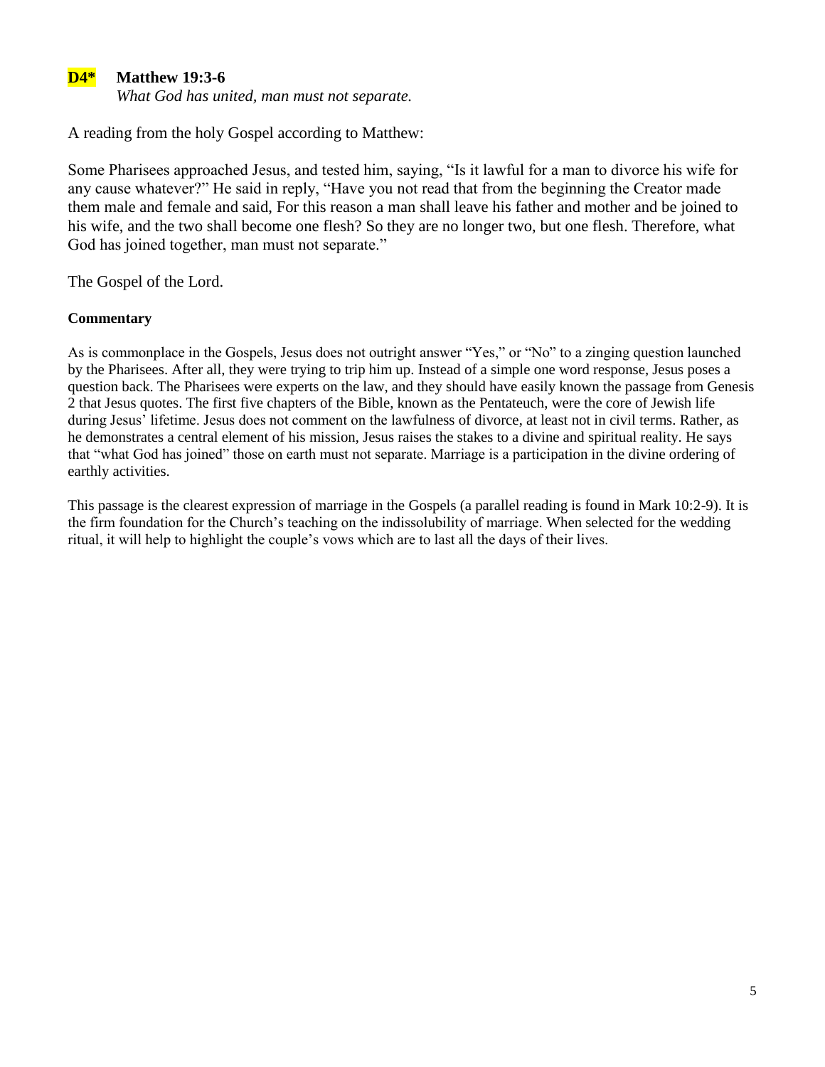## D4* Matthew 19:3-6

*What God has united, man must not separate.*

A reading from the holy Gospel according to Matthew:

Some Pharisees approached Jesus, and tested him, saying, "Is it lawful for a man to divorce his wife for any cause whatever?" He said in reply, "Have you not read that from the beginning the Creator made them male and female and said, For this reason a man shall leave his father and mother and be joined to his wife, and the two shall become one flesh? So they are no longer two, but one flesh. Therefore, what God has joined together, man must not separate."

The Gospel of the Lord.

**Commentary**

As is commonplace in the Gospels, Jesus does not outright answer "Yes," or "No" to a zinging question launched by the Pharisees. After all, they were trying to trip him up. Instead of a simple one word response, Jesus poses a question back. The Pharisees were experts on the law, and they should have easily known the passage from Genesis 2 that Jesus quotes. The first five chapters of the Bible, known as the Pentateuch, were the core of Jewish life during Jesus' lifetime. Jesus does not comment on the lawfulness of divorce, at least not in civil terms. Rather, as he demonstrates a central element of his mission, Jesus raises the stakes to a divine and spiritual reality. He says that "what God has joined" those on earth must not separate. Marriage is a participation in the divine ordering of earthly activities.

This passage is the clearest expression of marriage in the Gospels (a parallel reading is found in Mark 10:2-9). It is the firm foundation for the Church's teaching on the indissolubility of marriage. When selected for the wedding ritual, it will help to highlight the couple's vows which are to last all the days of their lives.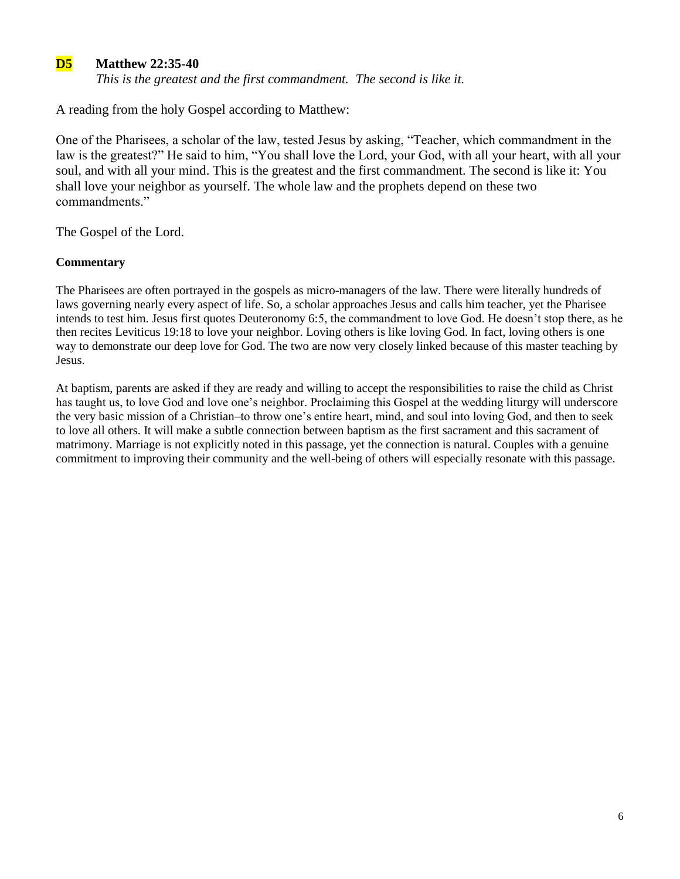## D5 Matthew 22:35-40

*This is the greatest and the first commandment. The second is like it.*

A reading from the holy Gospel according to Matthew:

One of the Pharisees, a scholar of the law, tested Jesus by asking, "Teacher, which commandment in the law is the greatest?" He said to him, "You shall love the Lord, your God, with all your heart, with all your soul, and with all your mind. This is the greatest and the first commandment. The second is like it: You shall love your neighbor as yourself. The whole law and the prophets depend on these two commandments."

The Gospel of the Lord.

**Commentary**

The Pharisees are often portrayed in the gospels as micro-managers of the law. There were literally hundreds of laws governing nearly every aspect of life. So, a scholar approaches Jesus and calls him teacher, yet the Pharisee intends to test him. Jesus first quotes Deuteronomy 6:5, the commandment to love God. He doesn't stop there, as he then recites Leviticus 19:18 to love your neighbor. Loving others is like loving God. In fact, loving others is one way to demonstrate our deep love for God. The two are now very closely linked because of this master teaching by Jesus.

At baptism, parents are asked if they are ready and willing to accept the responsibilities to raise the child as Christ has taught us, to love God and love one's neighbor. Proclaiming this Gospel at the wedding liturgy will underscore the very basic mission of a Christian–to throw one's entire heart, mind, and soul into loving God, and then to seek to love all others. It will make a subtle connection between baptism as the first sacrament and this sacrament of matrimony. Marriage is not explicitly noted in this passage, yet the connection is natural. Couples with a genuine commitment to improving their community and the well-being of others will especially resonate with this passage.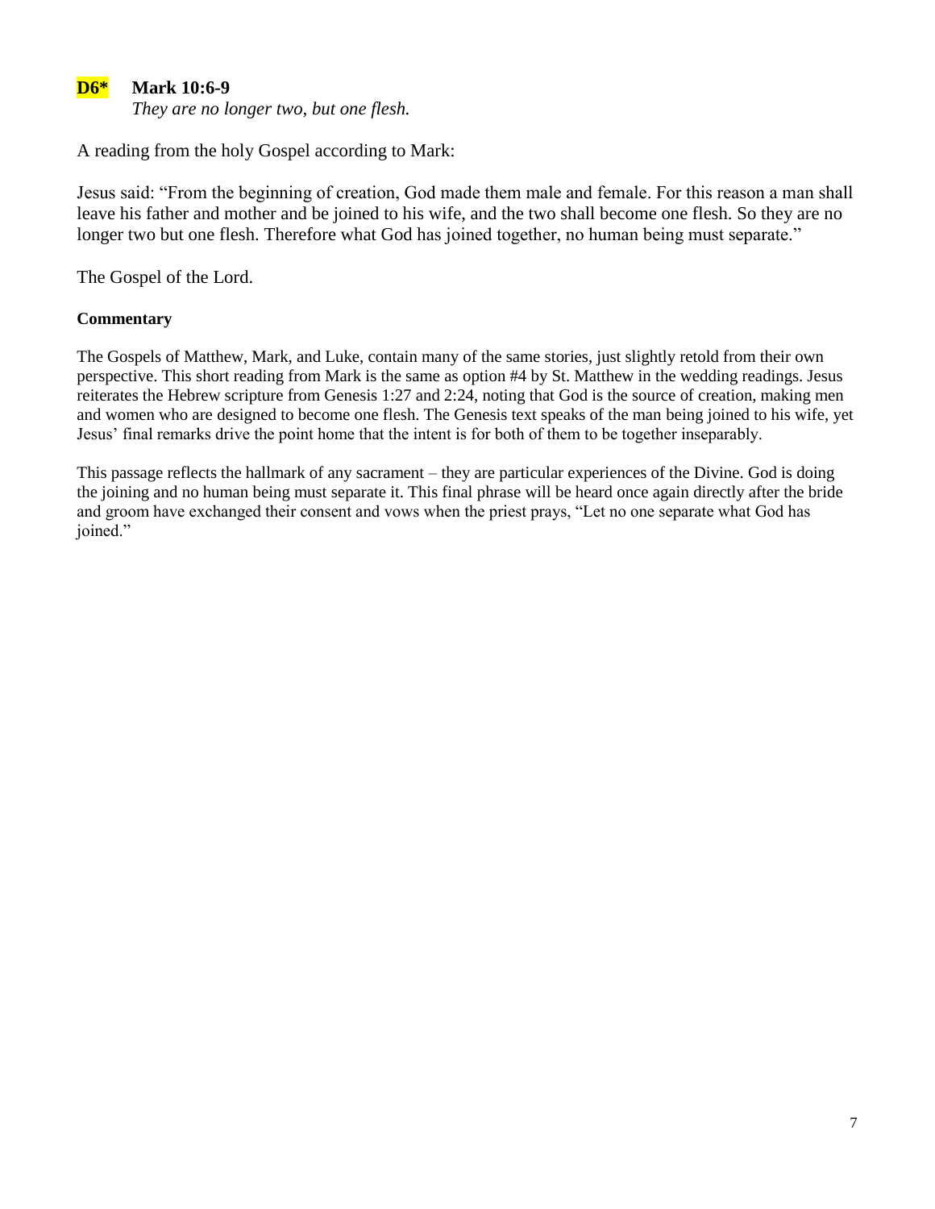**D6*** **Mark 10:6-9**
*They are no longer two, but one flesh.*

A reading from the holy Gospel according to Mark:

Jesus said: "From the beginning of creation, God made them male and female. For this reason a man shall leave his father and mother and be joined to his wife, and the two shall become one flesh. So they are no longer two but one flesh. Therefore what God has joined together, no human being must separate."

The Gospel of the Lord.

**Commentary**

The Gospels of Matthew, Mark, and Luke, contain many of the same stories, just slightly retold from their own perspective. This short reading from Mark is the same as option #4 by St. Matthew in the wedding readings. Jesus reiterates the Hebrew scripture from Genesis 1:27 and 2:24, noting that God is the source of creation, making men and women who are designed to become one flesh. The Genesis text speaks of the man being joined to his wife, yet Jesus' final remarks drive the point home that the intent is for both of them to be together inseparably.

This passage reflects the hallmark of any sacrament – they are particular experiences of the Divine. God is doing the joining and no human being must separate it. This final phrase will be heard once again directly after the bride and groom have exchanged their consent and vows when the priest prays, "Let no one separate what God has joined."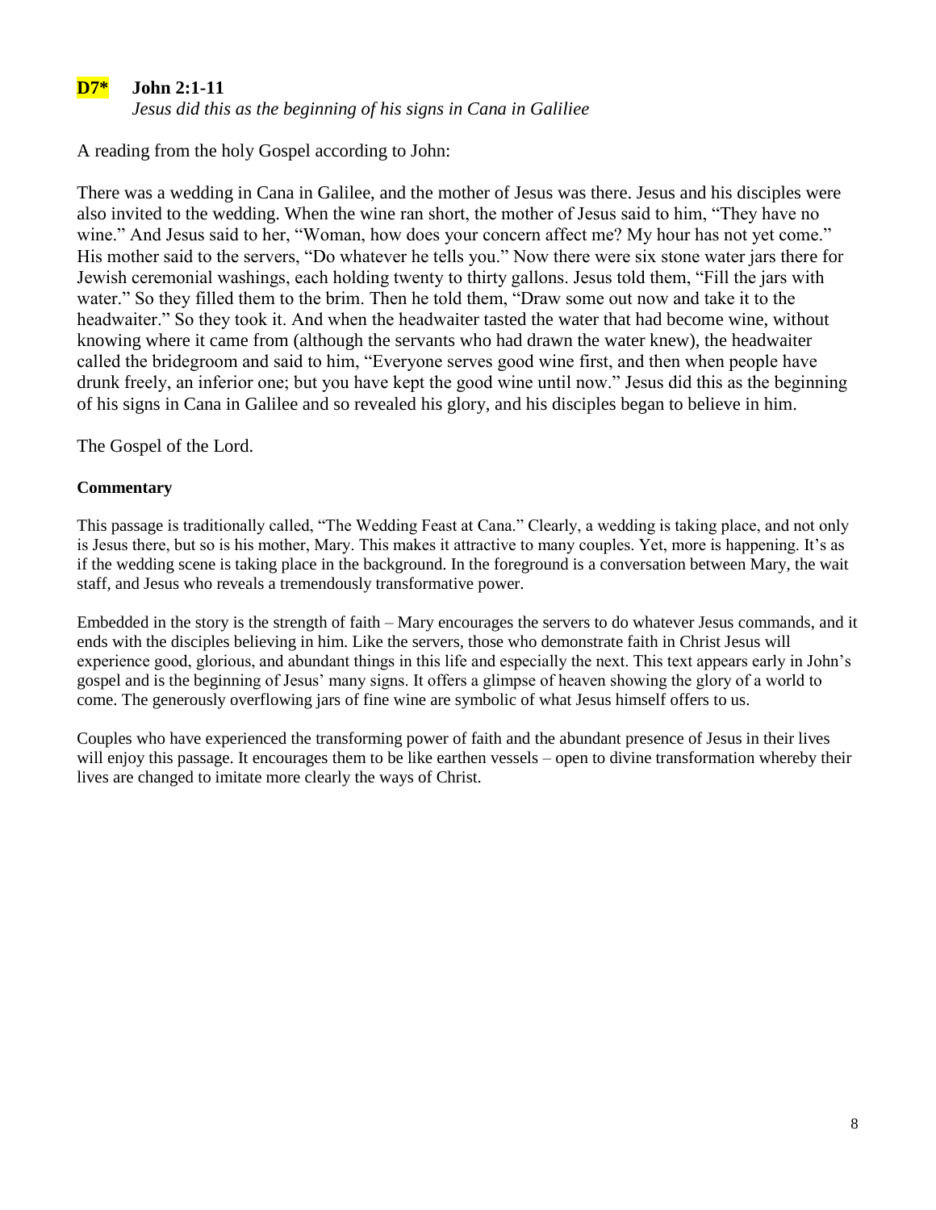**D7\*** **John 2:1-11**

*Jesus did this as the beginning of his signs in Cana in Galiliee*

A reading from the holy Gospel according to John:

There was a wedding in Cana in Galilee, and the mother of Jesus was there. Jesus and his disciples were also invited to the wedding. When the wine ran short, the mother of Jesus said to him, "They have no wine." And Jesus said to her, "Woman, how does your concern affect me? My hour has not yet come." His mother said to the servers, "Do whatever he tells you." Now there were six stone water jars there for Jewish ceremonial washings, each holding twenty to thirty gallons. Jesus told them, "Fill the jars with water." So they filled them to the brim. Then he told them, "Draw some out now and take it to the headwaiter." So they took it. And when the headwaiter tasted the water that had become wine, without knowing where it came from (although the servants who had drawn the water knew), the headwaiter called the bridegroom and said to him, "Everyone serves good wine first, and then when people have drunk freely, an inferior one; but you have kept the good wine until now." Jesus did this as the beginning of his signs in Cana in Galilee and so revealed his glory, and his disciples began to believe in him.

The Gospel of the Lord.

**Commentary**

This passage is traditionally called, "The Wedding Feast at Cana." Clearly, a wedding is taking place, and not only is Jesus there, but so is his mother, Mary. This makes it attractive to many couples. Yet, more is happening. It's as if the wedding scene is taking place in the background. In the foreground is a conversation between Mary, the wait staff, and Jesus who reveals a tremendously transformative power.

Embedded in the story is the strength of faith – Mary encourages the servers to do whatever Jesus commands, and it ends with the disciples believing in him. Like the servers, those who demonstrate faith in Christ Jesus will experience good, glorious, and abundant things in this life and especially the next. This text appears early in John's gospel and is the beginning of Jesus' many signs. It offers a glimpse of heaven showing the glory of a world to come. The generously overflowing jars of fine wine are symbolic of what Jesus himself offers to us.

Couples who have experienced the transforming power of faith and the abundant presence of Jesus in their lives will enjoy this passage. It encourages them to be like earthen vessels – open to divine transformation whereby their lives are changed to imitate more clearly the ways of Christ.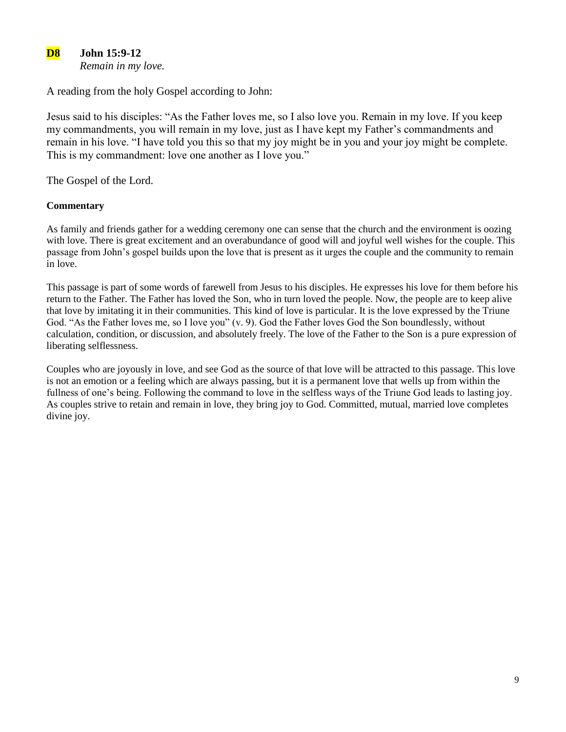## D8 John 15:9-12

*Remain in my love.*

A reading from the holy Gospel according to John:

Jesus said to his disciples: "As the Father loves me, so I also love you. Remain in my love. If you keep my commandments, you will remain in my love, just as I have kept my Father's commandments and remain in his love. "I have told you this so that my joy might be in you and your joy might be complete. This is my commandment: love one another as I love you."

The Gospel of the Lord.

**Commentary**

As family and friends gather for a wedding ceremony one can sense that the church and the environment is oozing with love. There is great excitement and an overabundance of good will and joyful well wishes for the couple. This passage from John's gospel builds upon the love that is present as it urges the couple and the community to remain in love.

This passage is part of some words of farewell from Jesus to his disciples. He expresses his love for them before his return to the Father. The Father has loved the Son, who in turn loved the people. Now, the people are to keep alive that love by imitating it in their communities. This kind of love is particular. It is the love expressed by the Triune God. "As the Father loves me, so I love you" (v. 9). God the Father loves God the Son boundlessly, without calculation, condition, or discussion, and absolutely freely. The love of the Father to the Son is a pure expression of liberating selflessness.

Couples who are joyously in love, and see God as the source of that love will be attracted to this passage. This love is not an emotion or a feeling which are always passing, but it is a permanent love that wells up from within the fullness of one's being. Following the command to love in the selfless ways of the Triune God leads to lasting joy. As couples strive to retain and remain in love, they bring joy to God. Committed, mutual, married love completes divine joy.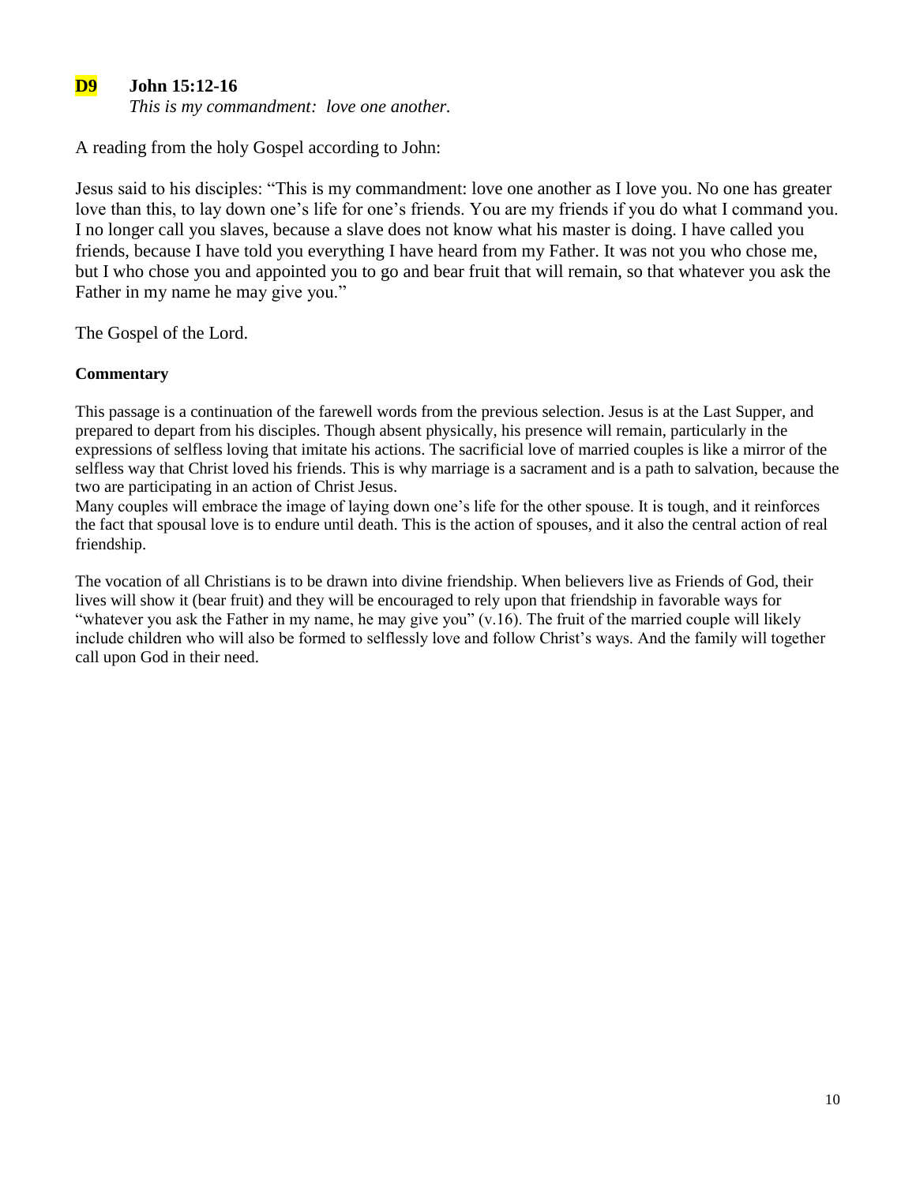## D9 John 15:12-16

*This is my commandment: love one another.*

A reading from the holy Gospel according to John:

Jesus said to his disciples: "This is my commandment: love one another as I love you. No one has greater love than this, to lay down one's life for one's friends. You are my friends if you do what I command you. I no longer call you slaves, because a slave does not know what his master is doing. I have called you friends, because I have told you everything I have heard from my Father. It was not you who chose me, but I who chose you and appointed you to go and bear fruit that will remain, so that whatever you ask the Father in my name he may give you."

The Gospel of the Lord.

**Commentary**

This passage is a continuation of the farewell words from the previous selection. Jesus is at the Last Supper, and prepared to depart from his disciples. Though absent physically, his presence will remain, particularly in the expressions of selfless loving that imitate his actions. The sacrificial love of married couples is like a mirror of the selfless way that Christ loved his friends. This is why marriage is a sacrament and is a path to salvation, because the two are participating in an action of Christ Jesus.

Many couples will embrace the image of laying down one's life for the other spouse. It is tough, and it reinforces the fact that spousal love is to endure until death. This is the action of spouses, and it also the central action of real friendship.

The vocation of all Christians is to be drawn into divine friendship. When believers live as Friends of God, their lives will show it (bear fruit) and they will be encouraged to rely upon that friendship in favorable ways for "whatever you ask the Father in my name, he may give you" (v.16). The fruit of the married couple will likely include children who will also be formed to selflessly love and follow Christ's ways. And the family will together call upon God in their need.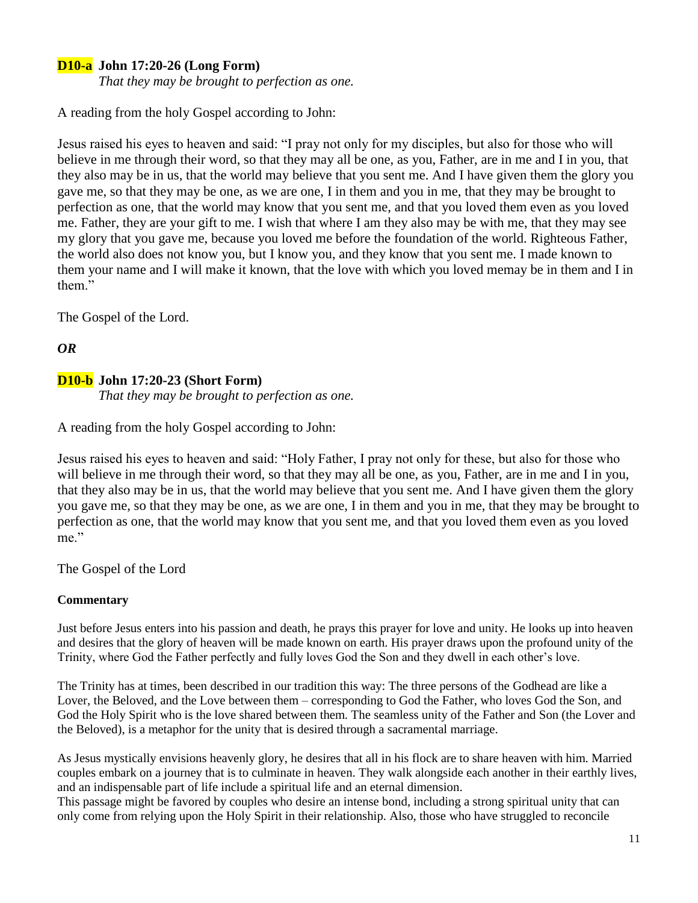**D10-a John 17:20-26 (Long Form)**

*That they may be brought to perfection as one.*

A reading from the holy Gospel according to John:

Jesus raised his eyes to heaven and said: "I pray not only for my disciples, but also for those who will believe in me through their word, so that they may all be one, as you, Father, are in me and I in you, that they also may be in us, that the world may believe that you sent me. And I have given them the glory you gave me, so that they may be one, as we are one, I in them and you in me, that they may be brought to perfection as one, that the world may know that you sent me, and that you loved them even as you loved me. Father, they are your gift to me. I wish that where I am they also may be with me, that they may see my glory that you gave me, because you loved me before the foundation of the world. Righteous Father, the world also does not know you, but I know you, and they know that you sent me. I made known to them your name and I will make it known, that the love with which you loved memay be in them and I in them."

The Gospel of the Lord.

***OR***

**D10-b John 17:20-23 (Short Form)**

*That they may be brought to perfection as one.*

A reading from the holy Gospel according to John:

Jesus raised his eyes to heaven and said: "Holy Father, I pray not only for these, but also for those who will believe in me through their word, so that they may all be one, as you, Father, are in me and I in you, that they also may be in us, that the world may believe that you sent me. And I have given them the glory you gave me, so that they may be one, as we are one, I in them and you in me, that they may be brought to perfection as one, that the world may know that you sent me, and that you loved them even as you loved me."

The Gospel of the Lord

**Commentary**

Just before Jesus enters into his passion and death, he prays this prayer for love and unity. He looks up into heaven and desires that the glory of heaven will be made known on earth. His prayer draws upon the profound unity of the Trinity, where God the Father perfectly and fully loves God the Son and they dwell in each other's love.

The Trinity has at times, been described in our tradition this way: The three persons of the Godhead are like a Lover, the Beloved, and the Love between them – corresponding to God the Father, who loves God the Son, and God the Holy Spirit who is the love shared between them. The seamless unity of the Father and Son (the Lover and the Beloved), is a metaphor for the unity that is desired through a sacramental marriage.

As Jesus mystically envisions heavenly glory, he desires that all in his flock are to share heaven with him. Married couples embark on a journey that is to culminate in heaven. They walk alongside each another in their earthly lives, and an indispensable part of life include a spiritual life and an eternal dimension.

This passage might be favored by couples who desire an intense bond, including a strong spiritual unity that can only come from relying upon the Holy Spirit in their relationship. Also, those who have struggled to reconcile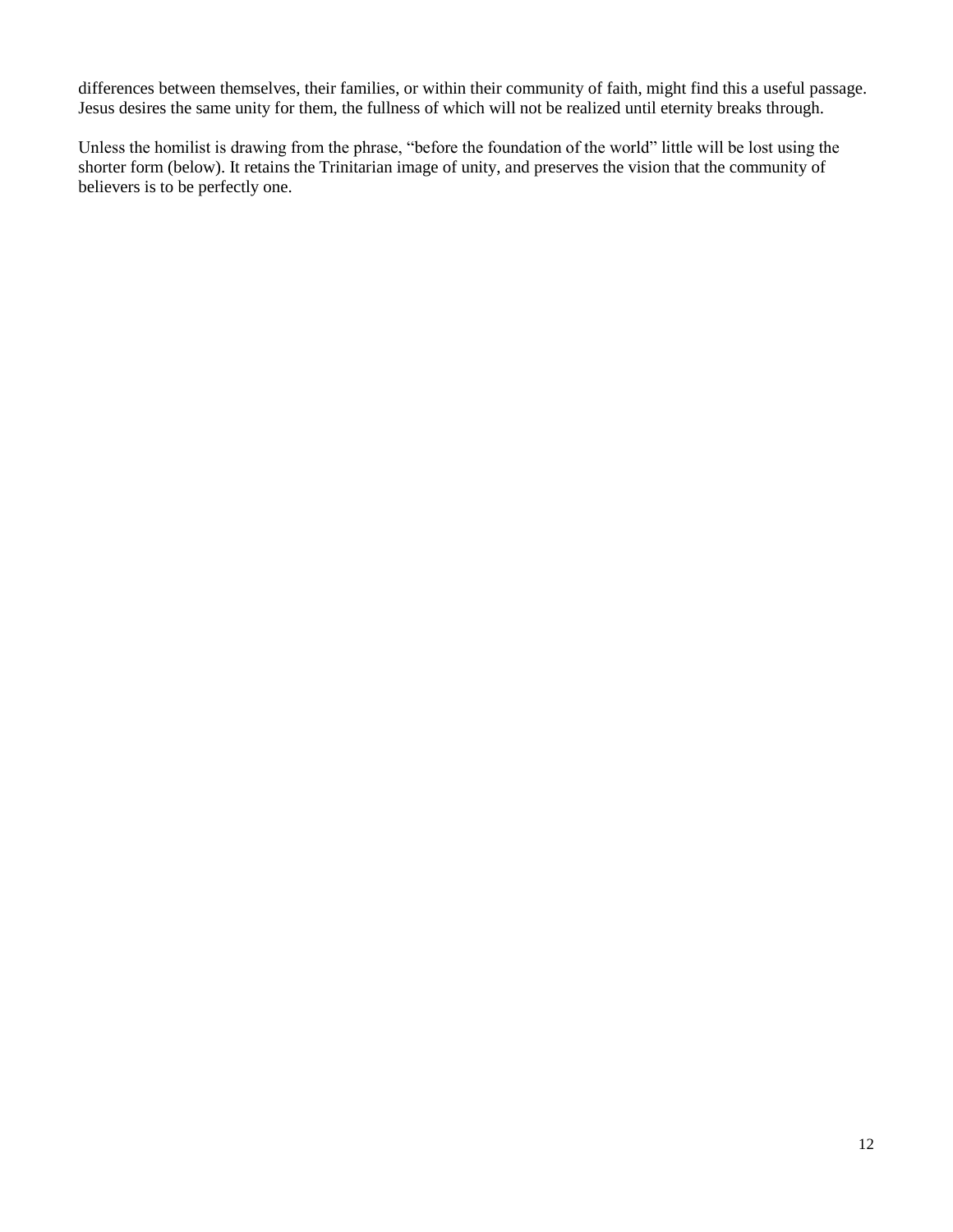differences between themselves, their families, or within their community of faith, might find this a useful passage. Jesus desires the same unity for them, the fullness of which will not be realized until eternity breaks through.

Unless the homilist is drawing from the phrase, "before the foundation of the world" little will be lost using the shorter form (below). It retains the Trinitarian image of unity, and preserves the vision that the community of believers is to be perfectly one.